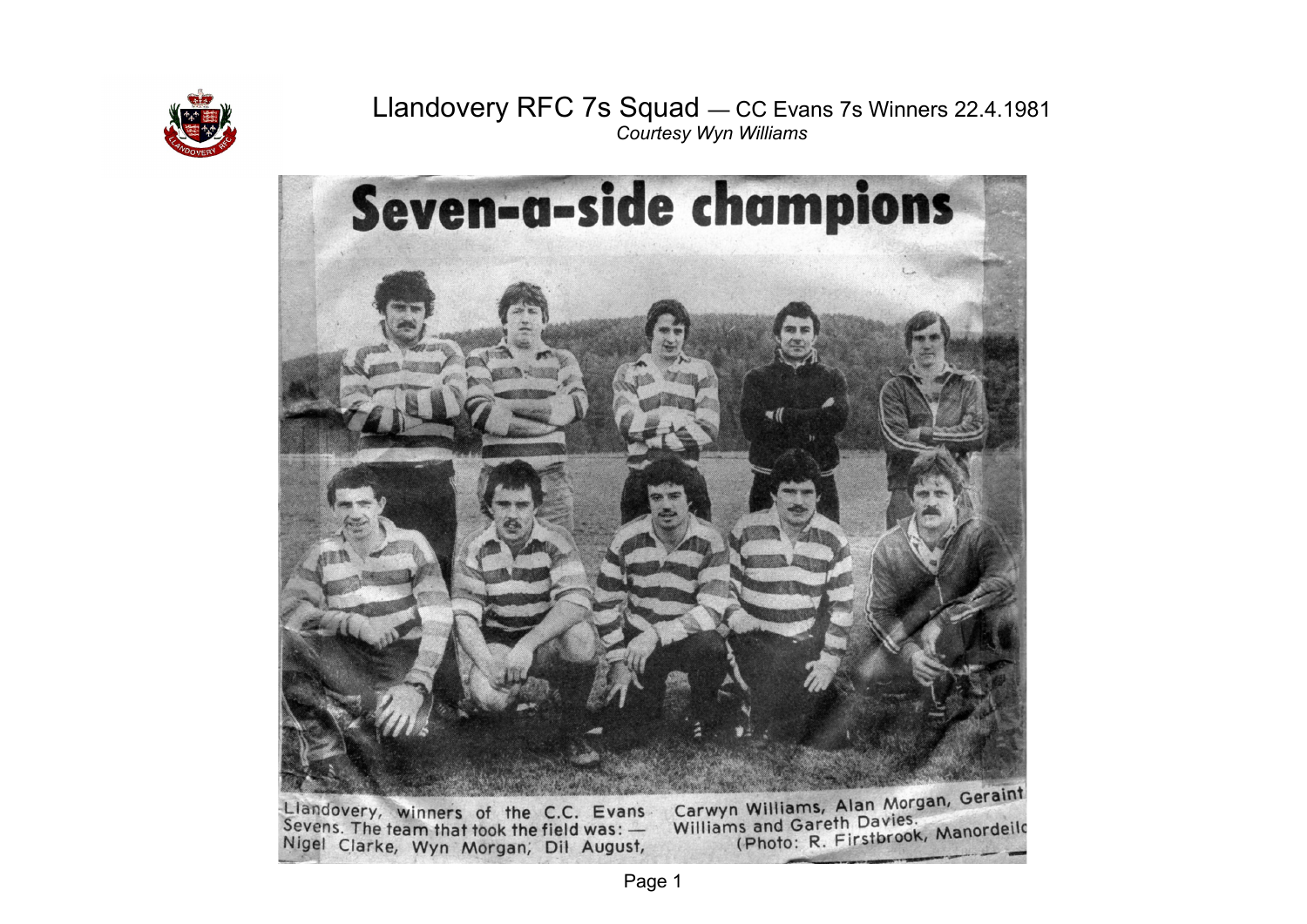# Llandovery RFC 7s Squad — CC Evans 7s Winners 22.4.1981

*Courtesy Wyn Williams*

## Seven-a-side champions

Llandovery, winners of the C.C. Evans Sevens. The team that took the field was: — Nigel Clarke, Wyn Morgan, Dil August, Carwyn Williams, Alan Morgan, Geraint Williams and Gareth Davies.

(Photo: R. Firstbrook, Manordeilo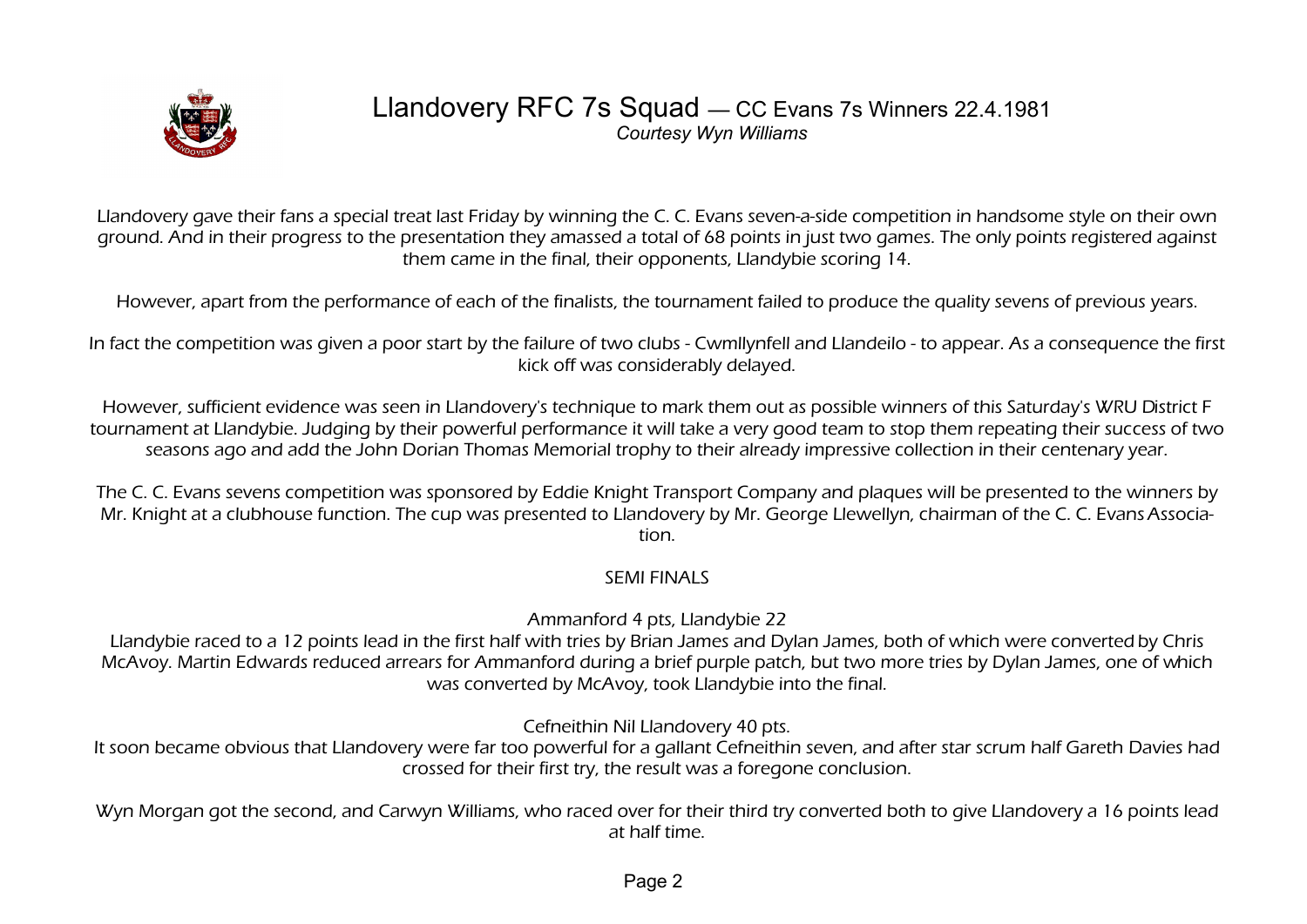# Llandovery RFC 7s Squad — CC Evans 7s Winners 22.4.1981

*Courtesy Wyn Williams*

Llandovery gave their fans a special treat last Friday by winning the C. C. Evans seven-a-side competition in handsome style on their own ground. And in their progress to the presentation they amassed a total of 68 points in just two games. The only points registered against them came in the final, their opponents, Llandybie scoring 14.

However, apart from the performance of each of the finalists, the tournament failed to produce the quality sevens of previous years.

In fact the competition was given a poor start by the failure of two clubs - Cwmllynfell and Llandeilo - to appear. As a consequence the first kick off was considerably delayed.

However, sufficient evidence was seen in Llandovery's technique to mark them out as possible winners of this Saturday's WRU District F tournament at Llandybie. Judging by their powerful performance it will take a very good team to stop them repeating their success of two seasons ago and add the John Dorian Thomas Memorial trophy to their already impressive collection in their centenary year.

The C. C. Evans sevens competition was sponsored by Eddie Knight Transport Company and plaques will be presented to the winners by Mr. Knight at a clubhouse function. The cup was presented to Llandovery by Mr. George Llewellyn, chairman of the C. C. Evans Association.

SEMI FINALS

Ammanford 4 pts, Llandybie 22

Llandybie raced to a 12 points lead in the first half with tries by Brian James and Dylan James, both of which were converted by Chris McAvoy. Martin Edwards reduced arrears for Ammanford during a brief purple patch, but two more tries by Dylan James, one of which was converted by McAvoy, took Llandybie into the final.

Cefneithin Nil Llandovery 40 pts.

It soon became obvious that Llandovery were far too powerful for a gallant Cefneithin seven, and after star scrum half Gareth Davies had crossed for their first try, the result was a foregone conclusion.

Wyn Morgan got the second, and Carwyn Williams, who raced over for their third try converted both to give Llandovery a 16 points lead at half time.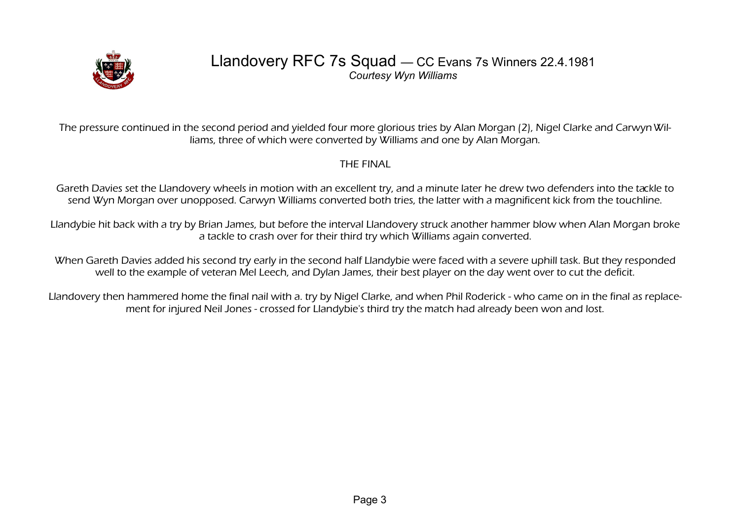# Llandovery RFC 7s Squad — CC Evans 7s Winners 22.4.1981

*Courtesy Wyn Williams*

The pressure continued in the second period and yielded four more glorious tries by Alan Morgan (2), Nigel Clarke and Carwyn Williams, three of which were converted by Williams and one by Alan Morgan.

THE FINAL

Gareth Davies set the Llandovery wheels in motion with an excellent try, and a minute later he drew two defenders into the tackle to send Wyn Morgan over unopposed. Carwyn Williams converted both tries, the latter with a magnificent kick from the touchline.

Llandybie hit back with a try by Brian James, but before the interval Llandovery struck another hammer blow when Alan Morgan broke a tackle to crash over for their third try which Williams again converted.

When Gareth Davies added his second try early in the second half Llandybie were faced with a severe uphill task. But they responded well to the example of veteran Mel Leech, and Dylan James, their best player on the day went over to cut the deficit.

Llandovery then hammered home the final nail with a. try by Nigel Clarke, and when Phil Roderick - who came on in the final as replacement for injured Neil Jones - crossed for Llandybie's third try the match had already been won and lost.